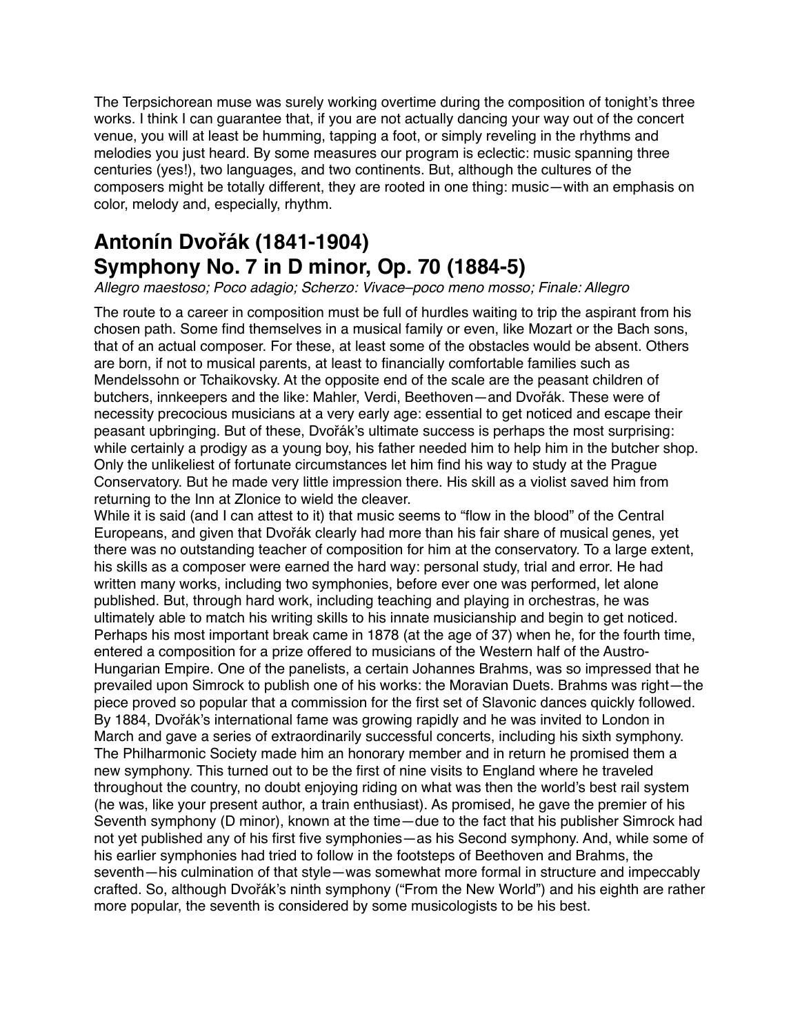The Terpsichorean muse was surely working overtime during the composition of tonight's three works. I think I can guarantee that, if you are not actually dancing your way out of the concert venue, you will at least be humming, tapping a foot, or simply reveling in the rhythms and melodies you just heard. By some measures our program is eclectic: music spanning three centuries (yes!), two languages, and two continents. But, although the cultures of the composers might be totally different, they are rooted in one thing: music—with an emphasis on color, melody and, especially, rhythm.

## Antonín Dvořák (1841-1904)
## Symphony No. 7 in D minor, Op. 70 (1884-5)

*Allegro maestoso; Poco adagio; Scherzo: Vivace–poco meno mosso; Finale: Allegro*

The route to a career in composition must be full of hurdles waiting to trip the aspirant from his chosen path. Some find themselves in a musical family or even, like Mozart or the Bach sons, that of an actual composer. For these, at least some of the obstacles would be absent. Others are born, if not to musical parents, at least to financially comfortable families such as Mendelssohn or Tchaikovsky. At the opposite end of the scale are the peasant children of butchers, innkeepers and the like: Mahler, Verdi, Beethoven—and Dvořák. These were of necessity precocious musicians at a very early age: essential to get noticed and escape their peasant upbringing. But of these, Dvořák's ultimate success is perhaps the most surprising: while certainly a prodigy as a young boy, his father needed him to help him in the butcher shop. Only the unlikeliest of fortunate circumstances let him find his way to study at the Prague Conservatory. But he made very little impression there. His skill as a violist saved him from returning to the Inn at Zlonice to wield the cleaver.

While it is said (and I can attest to it) that music seems to "flow in the blood" of the Central Europeans, and given that Dvořák clearly had more than his fair share of musical genes, yet there was no outstanding teacher of composition for him at the conservatory. To a large extent, his skills as a composer were earned the hard way: personal study, trial and error. He had written many works, including two symphonies, before ever one was performed, let alone published. But, through hard work, including teaching and playing in orchestras, he was ultimately able to match his writing skills to his innate musicianship and begin to get noticed. Perhaps his most important break came in 1878 (at the age of 37) when he, for the fourth time, entered a composition for a prize offered to musicians of the Western half of the Austro-Hungarian Empire. One of the panelists, a certain Johannes Brahms, was so impressed that he prevailed upon Simrock to publish one of his works: the Moravian Duets. Brahms was right—the piece proved so popular that a commission for the first set of Slavonic dances quickly followed. By 1884, Dvořák's international fame was growing rapidly and he was invited to London in March and gave a series of extraordinarily successful concerts, including his sixth symphony. The Philharmonic Society made him an honorary member and in return he promised them a new symphony. This turned out to be the first of nine visits to England where he traveled throughout the country, no doubt enjoying riding on what was then the world's best rail system (he was, like your present author, a train enthusiast). As promised, he gave the premier of his Seventh symphony (D minor), known at the time—due to the fact that his publisher Simrock had not yet published any of his first five symphonies—as his Second symphony. And, while some of his earlier symphonies had tried to follow in the footsteps of Beethoven and Brahms, the seventh—his culmination of that style—was somewhat more formal in structure and impeccably crafted. So, although Dvořák's ninth symphony ("From the New World") and his eighth are rather more popular, the seventh is considered by some musicologists to be his best.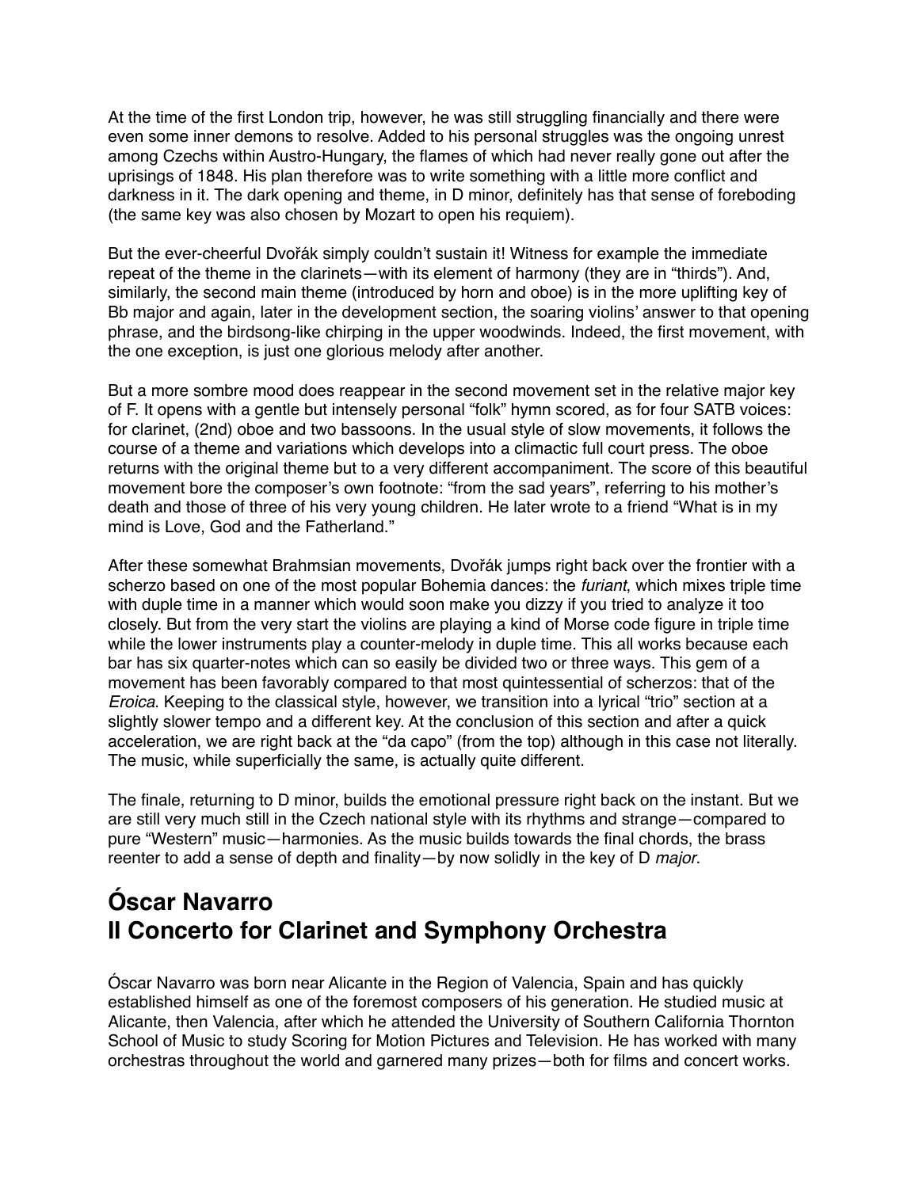At the time of the first London trip, however, he was still struggling financially and there were even some inner demons to resolve. Added to his personal struggles was the ongoing unrest among Czechs within Austro-Hungary, the flames of which had never really gone out after the uprisings of 1848. His plan therefore was to write something with a little more conflict and darkness in it. The dark opening and theme, in D minor, definitely has that sense of foreboding (the same key was also chosen by Mozart to open his requiem).

But the ever-cheerful Dvořák simply couldn't sustain it! Witness for example the immediate repeat of the theme in the clarinets—with its element of harmony (they are in "thirds"). And, similarly, the second main theme (introduced by horn and oboe) is in the more uplifting key of Bb major and again, later in the development section, the soaring violins' answer to that opening phrase, and the birdsong-like chirping in the upper woodwinds. Indeed, the first movement, with the one exception, is just one glorious melody after another.

But a more sombre mood does reappear in the second movement set in the relative major key of F. It opens with a gentle but intensely personal "folk" hymn scored, as for four SATB voices: for clarinet, (2nd) oboe and two bassoons. In the usual style of slow movements, it follows the course of a theme and variations which develops into a climactic full court press. The oboe returns with the original theme but to a very different accompaniment. The score of this beautiful movement bore the composer's own footnote: "from the sad years", referring to his mother's death and those of three of his very young children. He later wrote to a friend "What is in my mind is Love, God and the Fatherland."

After these somewhat Brahmsian movements, Dvořák jumps right back over the frontier with a scherzo based on one of the most popular Bohemia dances: the *furiant*, which mixes triple time with duple time in a manner which would soon make you dizzy if you tried to analyze it too closely. But from the very start the violins are playing a kind of Morse code figure in triple time while the lower instruments play a counter-melody in duple time. This all works because each bar has six quarter-notes which can so easily be divided two or three ways. This gem of a movement has been favorably compared to that most quintessential of scherzos: that of the *Eroica*. Keeping to the classical style, however, we transition into a lyrical "trio" section at a slightly slower tempo and a different key. At the conclusion of this section and after a quick acceleration, we are right back at the "da capo" (from the top) although in this case not literally. The music, while superficially the same, is actually quite different.

The finale, returning to D minor, builds the emotional pressure right back on the instant. But we are still very much still in the Czech national style with its rhythms and strange—compared to pure "Western" music—harmonies. As the music builds towards the final chords, the brass reenter to add a sense of depth and finality—by now solidly in the key of D *major*.

## Óscar Navarro
## II Concerto for Clarinet and Symphony Orchestra

Óscar Navarro was born near Alicante in the Region of Valencia, Spain and has quickly established himself as one of the foremost composers of his generation. He studied music at Alicante, then Valencia, after which he attended the University of Southern California Thornton School of Music to study Scoring for Motion Pictures and Television. He has worked with many orchestras throughout the world and garnered many prizes—both for films and concert works.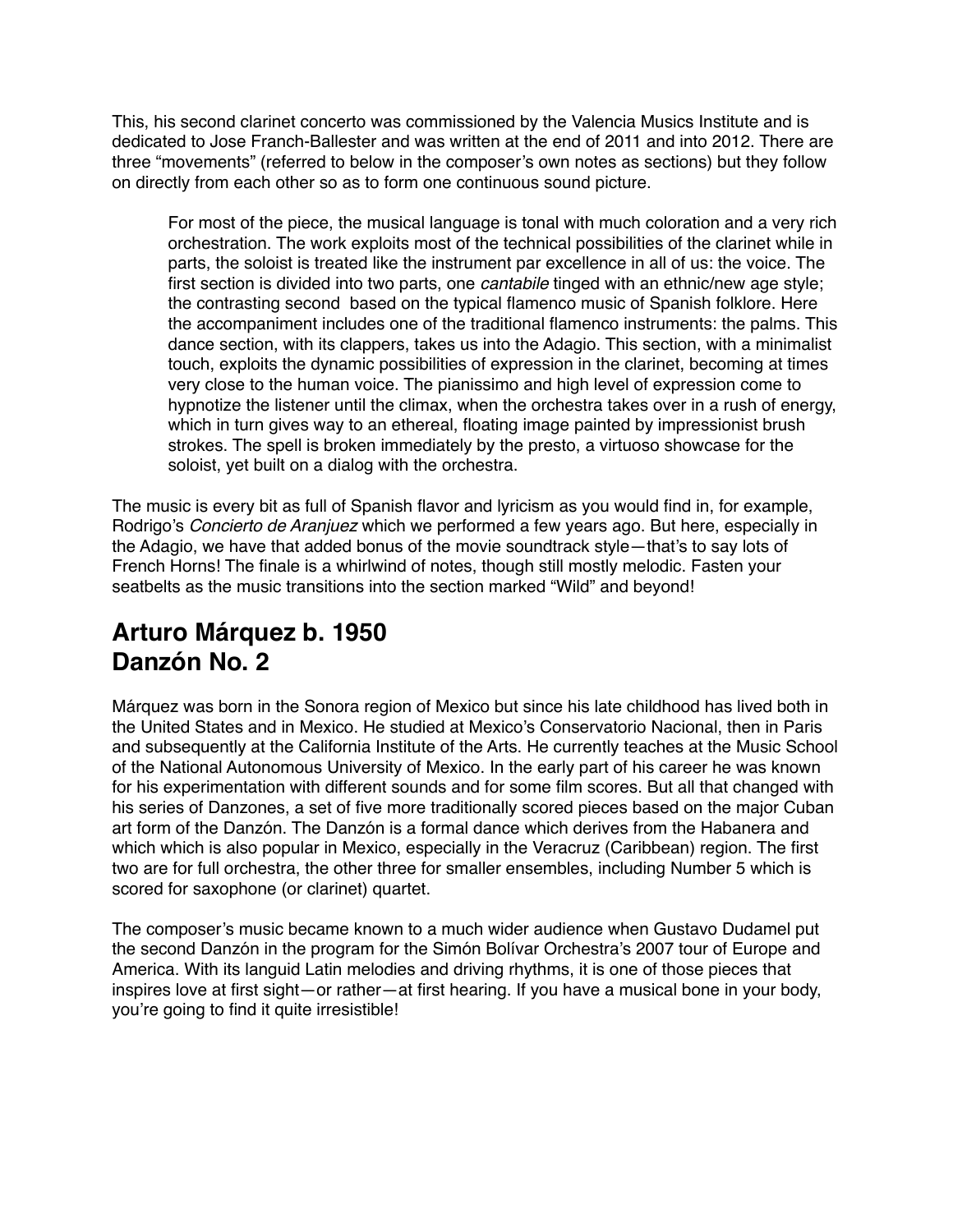This, his second clarinet concerto was commissioned by the Valencia Musics Institute and is dedicated to Jose Franch-Ballester and was written at the end of 2011 and into 2012. There are three “movements” (referred to below in the composer’s own notes as sections) but they follow on directly from each other so as to form one continuous sound picture.

> For most of the piece, the musical language is tonal with much coloration and a very rich orchestration. The work exploits most of the technical possibilities of the clarinet while in parts, the soloist is treated like the instrument par excellence in all of us: the voice. The first section is divided into two parts, one *cantabile* tinged with an ethnic/new age style; the contrasting second based on the typical flamenco music of Spanish folklore. Here the accompaniment includes one of the traditional flamenco instruments: the palms. This dance section, with its clappers, takes us into the Adagio. This section, with a minimalist touch, exploits the dynamic possibilities of expression in the clarinet, becoming at times very close to the human voice. The pianissimo and high level of expression come to hypnotize the listener until the climax, when the orchestra takes over in a rush of energy, which in turn gives way to an ethereal, floating image painted by impressionist brush strokes. The spell is broken immediately by the presto, a virtuoso showcase for the soloist, yet built on a dialog with the orchestra.

The music is every bit as full of Spanish flavor and lyricism as you would find in, for example, Rodrigo’s *Concierto de Aranjuez* which we performed a few years ago. But here, especially in the Adagio, we have that added bonus of the movie soundtrack style—that’s to say lots of French Horns! The finale is a whirlwind of notes, though still mostly melodic. Fasten your seatbelts as the music transitions into the section marked “Wild” and beyond!

## Arturo Márquez b. 1950
## Danzón No. 2

Márquez was born in the Sonora region of Mexico but since his late childhood has lived both in the United States and in Mexico. He studied at Mexico’s Conservatorio Nacional, then in Paris and subsequently at the California Institute of the Arts. He currently teaches at the Music School of the National Autonomous University of Mexico. In the early part of his career he was known for his experimentation with different sounds and for some film scores. But all that changed with his series of Danzones, a set of five more traditionally scored pieces based on the major Cuban art form of the Danzón. The Danzón is a formal dance which derives from the Habanera and which which is also popular in Mexico, especially in the Veracruz (Caribbean) region. The first two are for full orchestra, the other three for smaller ensembles, including Number 5 which is scored for saxophone (or clarinet) quartet.

The composer’s music became known to a much wider audience when Gustavo Dudamel put the second Danzón in the program for the Simón Bolívar Orchestra’s 2007 tour of Europe and America. With its languid Latin melodies and driving rhythms, it is one of those pieces that inspires love at first sight—or rather—at first hearing. If you have a musical bone in your body, you’re going to find it quite irresistible!